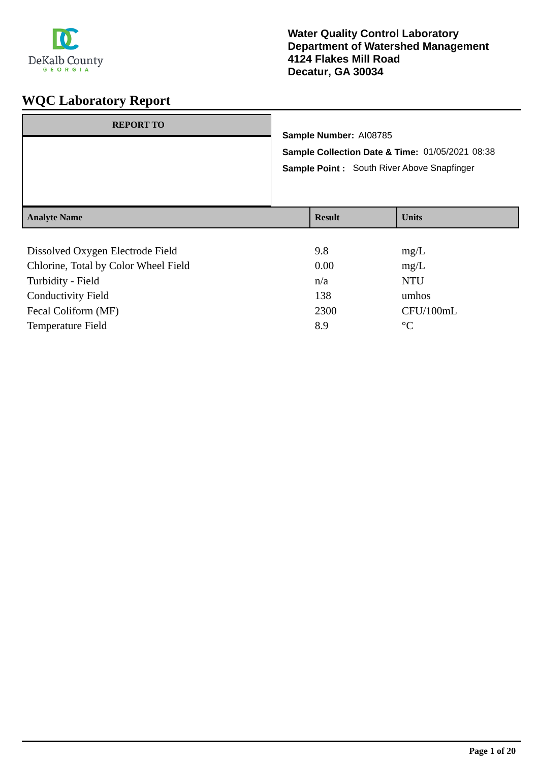**Water Quality Control Laboratory**
**Department of Watershed Management**
**4124 Flakes Mill Road**
**Decatur, GA 30034**

# WQC Laboratory Report

| REPORT TO |
| --- |
| |

**Sample Number:** AI08785

**Sample Collection Date & Time:** 01/05/2021 08:38

**Sample Point :** South River Above Snapfinger

| Analyte Name | Result | Units |
| --- | --- | --- |
| Dissolved Oxygen Electrode Field | 9.8 | mg/L |
| Chlorine, Total by Color Wheel Field | 0.00 | mg/L |
| Turbidity - Field | n/a | NTU |
| Conductivity Field | 138 | umhos |
| Fecal Coliform (MF) | 2300 | CFU/100mL |
| Temperature Field | 8.9 | °C |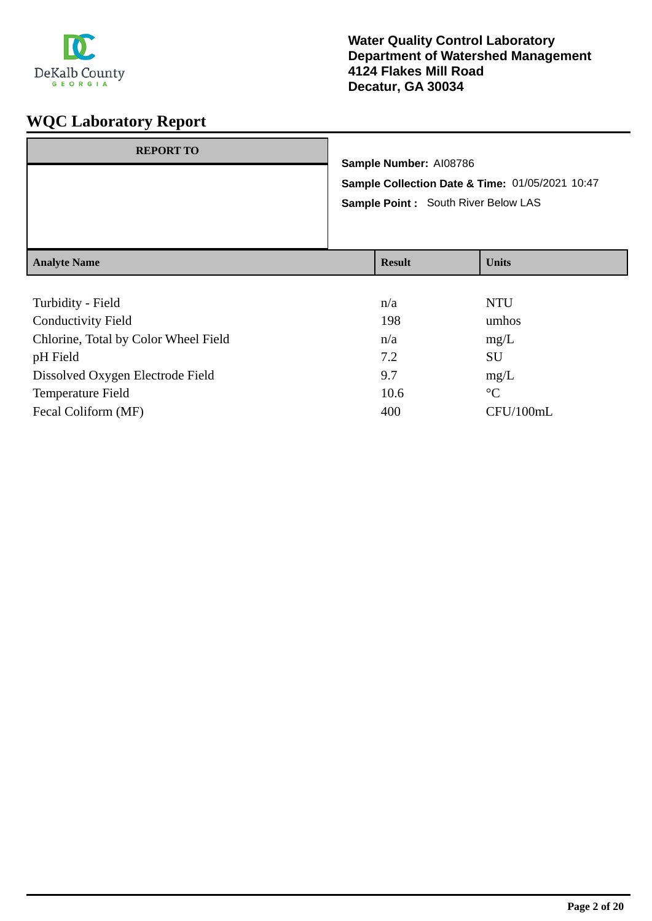**Water Quality Control Laboratory**
**Department of Watershed Management**
**4124 Flakes Mill Road**
**Decatur, GA 30034**

# WQC Laboratory Report

**REPORT TO**

**Sample Number:** AI08786

**Sample Collection Date & Time:** 01/05/2021 10:47

**Sample Point :** South River Below LAS

| Analyte Name | Result | Units |
|---|---|---|
| Turbidity - Field | n/a | NTU |
| Conductivity Field | 198 | umhos |
| Chlorine, Total by Color Wheel Field | n/a | mg/L |
| pH Field | 7.2 | SU |
| Dissolved Oxygen Electrode Field | 9.7 | mg/L |
| Temperature Field | 10.6 | °C |
| Fecal Coliform (MF) | 400 | CFU/100mL |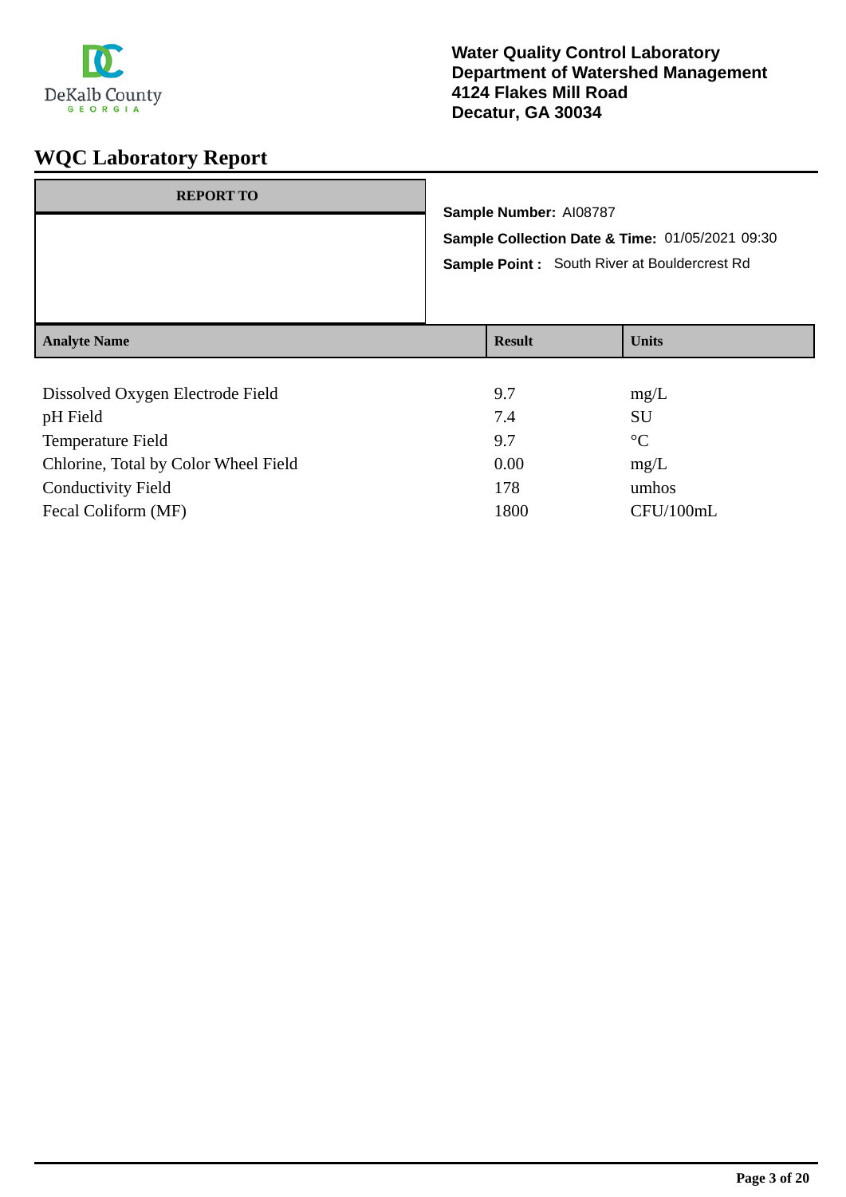**Water Quality Control Laboratory**
**Department of Watershed Management**
**4124 Flakes Mill Road**
**Decatur, GA 30034**

# WQC Laboratory Report

| REPORT TO |
|---|
| |

**Sample Number:** AI08787

**Sample Collection Date & Time:** 01/05/2021 09:30

**Sample Point :** South River at Bouldercrest Rd

| Analyte Name | Result | Units |
|---|---|---|
| Dissolved Oxygen Electrode Field | 9.7 | mg/L |
| pH Field | 7.4 | SU |
| Temperature Field | 9.7 | °C |
| Chlorine, Total by Color Wheel Field | 0.00 | mg/L |
| Conductivity Field | 178 | umhos |
| Fecal Coliform (MF) | 1800 | CFU/100mL |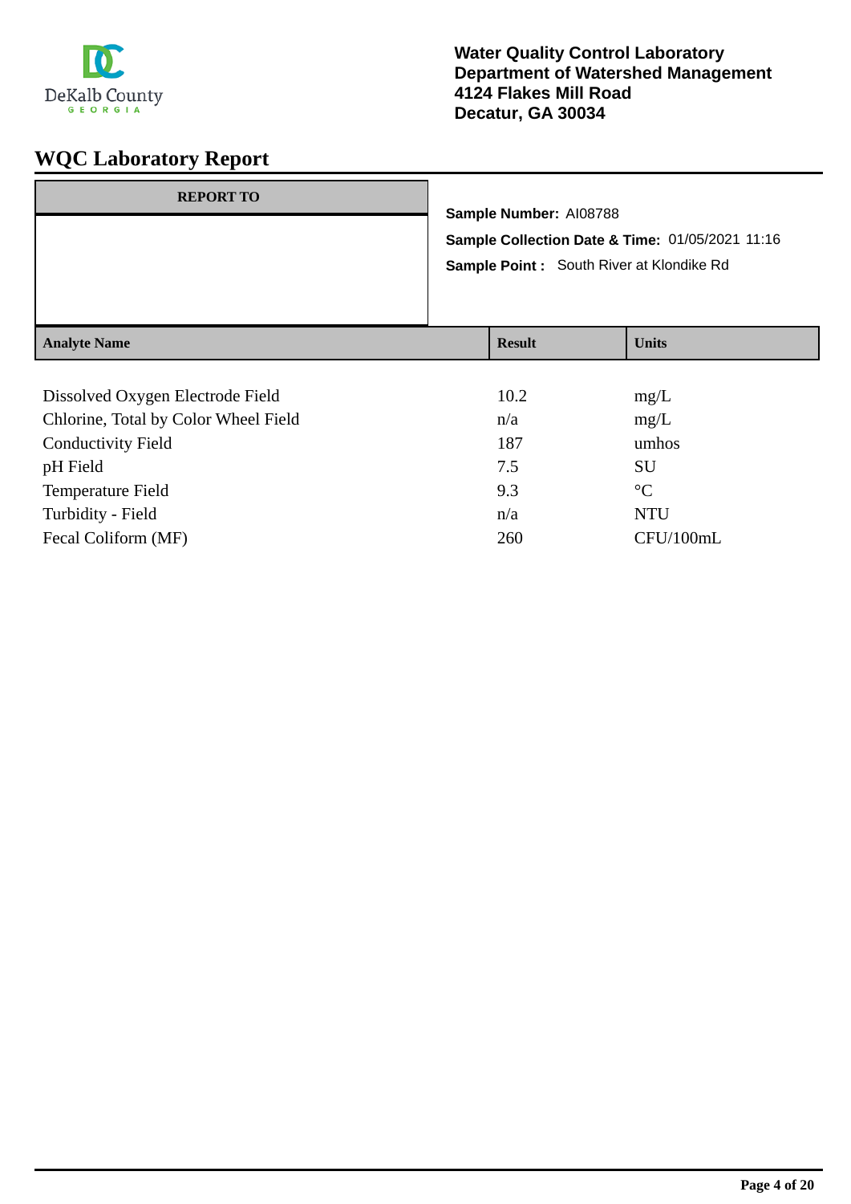DeKalb County
GEORGIA

**Water Quality Control Laboratory**
**Department of Watershed Management**
**4124 Flakes Mill Road**
**Decatur, GA 30034**

# WQC Laboratory Report

| REPORT TO |
|---|
| |

**Sample Number:** AI08788

**Sample Collection Date & Time:** 01/05/2021 11:16

**Sample Point :** South River at Klondike Rd

| Analyte Name | Result | Units |
|---|---|---|
| Dissolved Oxygen Electrode Field | 10.2 | mg/L |
| Chlorine, Total by Color Wheel Field | n/a | mg/L |
| Conductivity Field | 187 | umhos |
| pH Field | 7.5 | SU |
| Temperature Field | 9.3 | °C |
| Turbidity - Field | n/a | NTU |
| Fecal Coliform (MF) | 260 | CFU/100mL |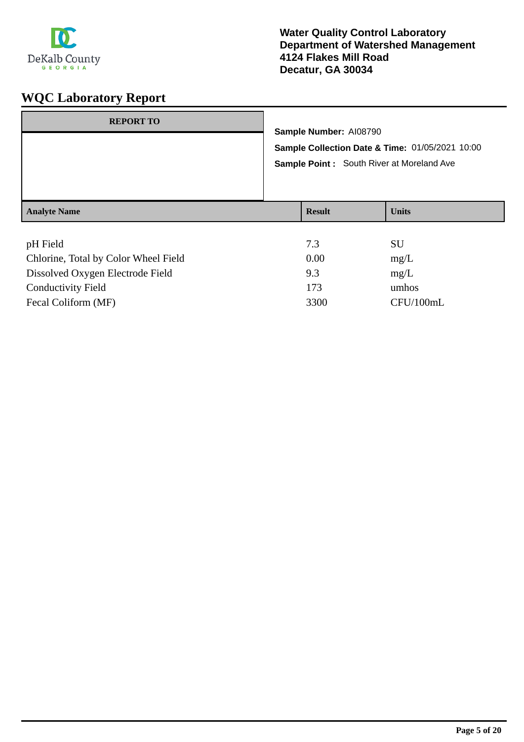DeKalb County
GEORGIA

**Water Quality Control Laboratory**
**Department of Watershed Management**
**4124 Flakes Mill Road**
**Decatur, GA 30034**

# WQC Laboratory Report

| REPORT TO |
| --- |
| |

**Sample Number:** AI08790

**Sample Collection Date & Time:** 01/05/2021 10:00

**Sample Point :** South River at Moreland Ave

| Analyte Name | Result | Units |
| --- | --- | --- |
| pH Field | 7.3 | SU |
| Chlorine, Total by Color Wheel Field | 0.00 | mg/L |
| Dissolved Oxygen Electrode Field | 9.3 | mg/L |
| Conductivity Field | 173 | umhos |
| Fecal Coliform (MF) | 3300 | CFU/100mL |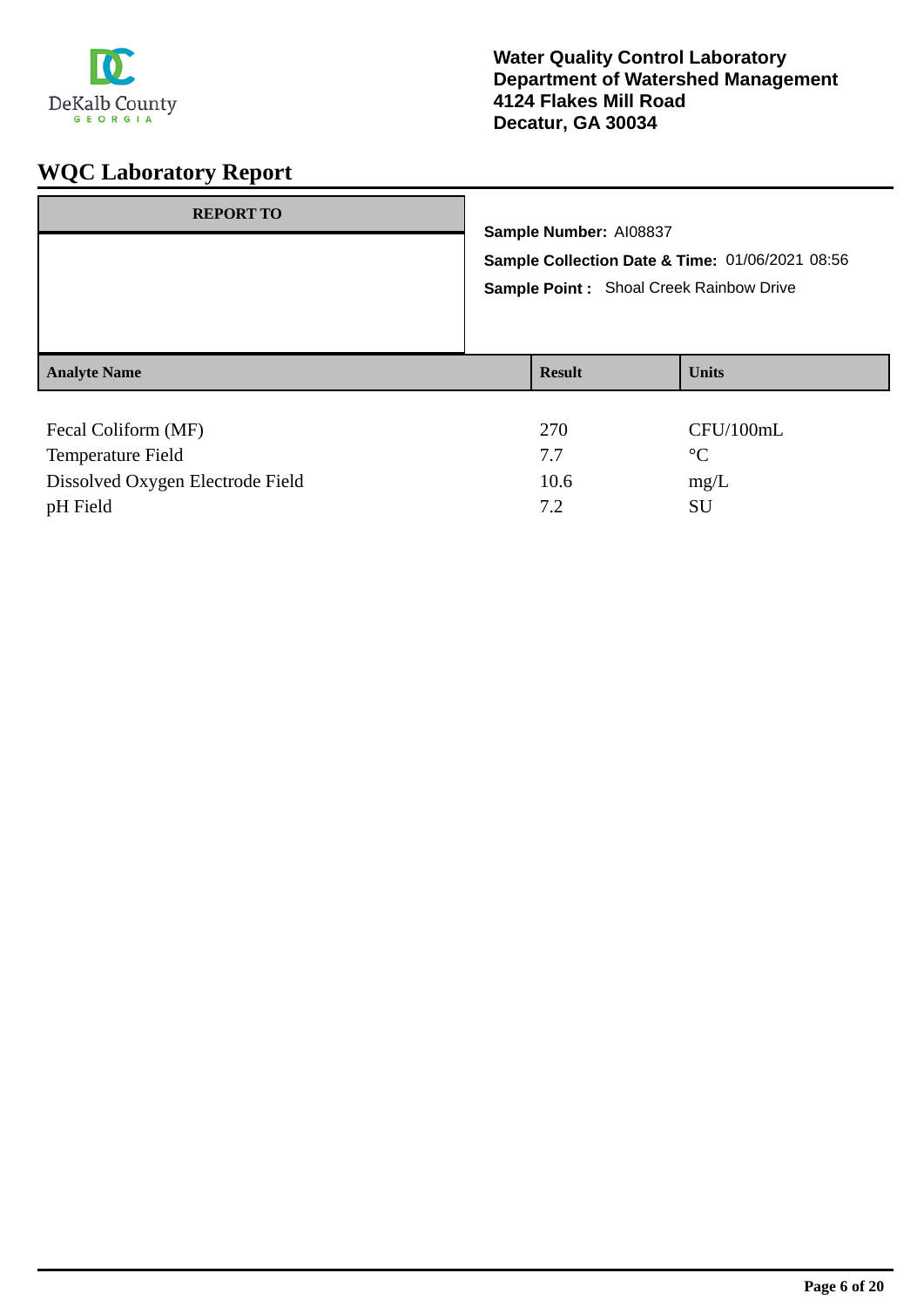**Water Quality Control Laboratory**
**Department of Watershed Management**
**4124 Flakes Mill Road**
**Decatur, GA 30034**

# WQC Laboratory Report

**REPORT TO**

**Sample Number:** AI08837

**Sample Collection Date & Time:** 01/06/2021 08:56

**Sample Point :** Shoal Creek Rainbow Drive

| Analyte Name | Result | Units |
|---|---|---|
| Fecal Coliform (MF) | 270 | CFU/100mL |
| Temperature Field | 7.7 | °C |
| Dissolved Oxygen Electrode Field | 10.6 | mg/L |
| pH Field | 7.2 | SU |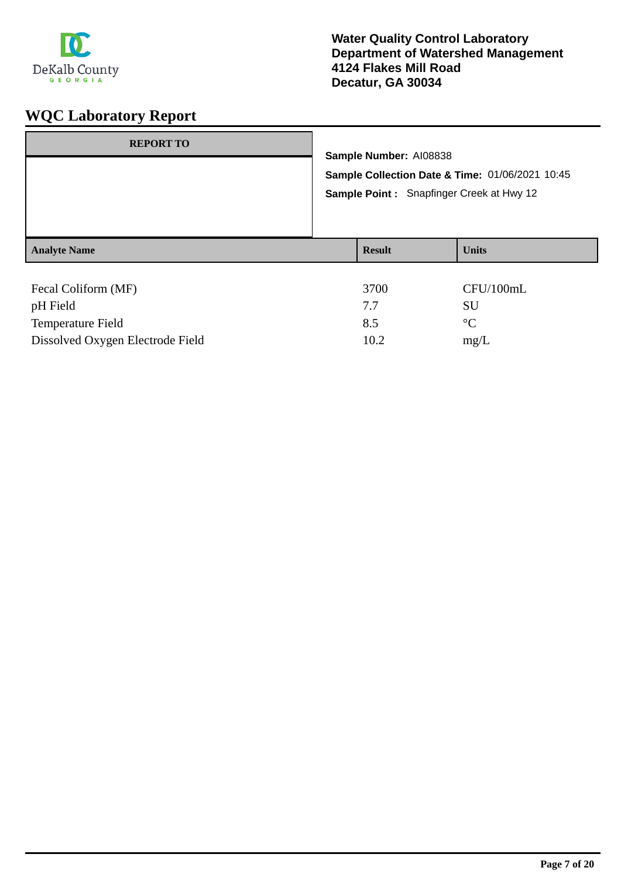**Water Quality Control Laboratory**
**Department of Watershed Management**
**4124 Flakes Mill Road**
**Decatur, GA 30034**

# WQC Laboratory Report

**REPORT TO**

**Sample Number:** AI08838

**Sample Collection Date & Time:** 01/06/2021 10:45

**Sample Point :** Snapfinger Creek at Hwy 12

| Analyte Name | Result | Units |
|---|---|---|
| Fecal Coliform (MF) | 3700 | CFU/100mL |
| pH Field | 7.7 | SU |
| Temperature Field | 8.5 | °C |
| Dissolved Oxygen Electrode Field | 10.2 | mg/L |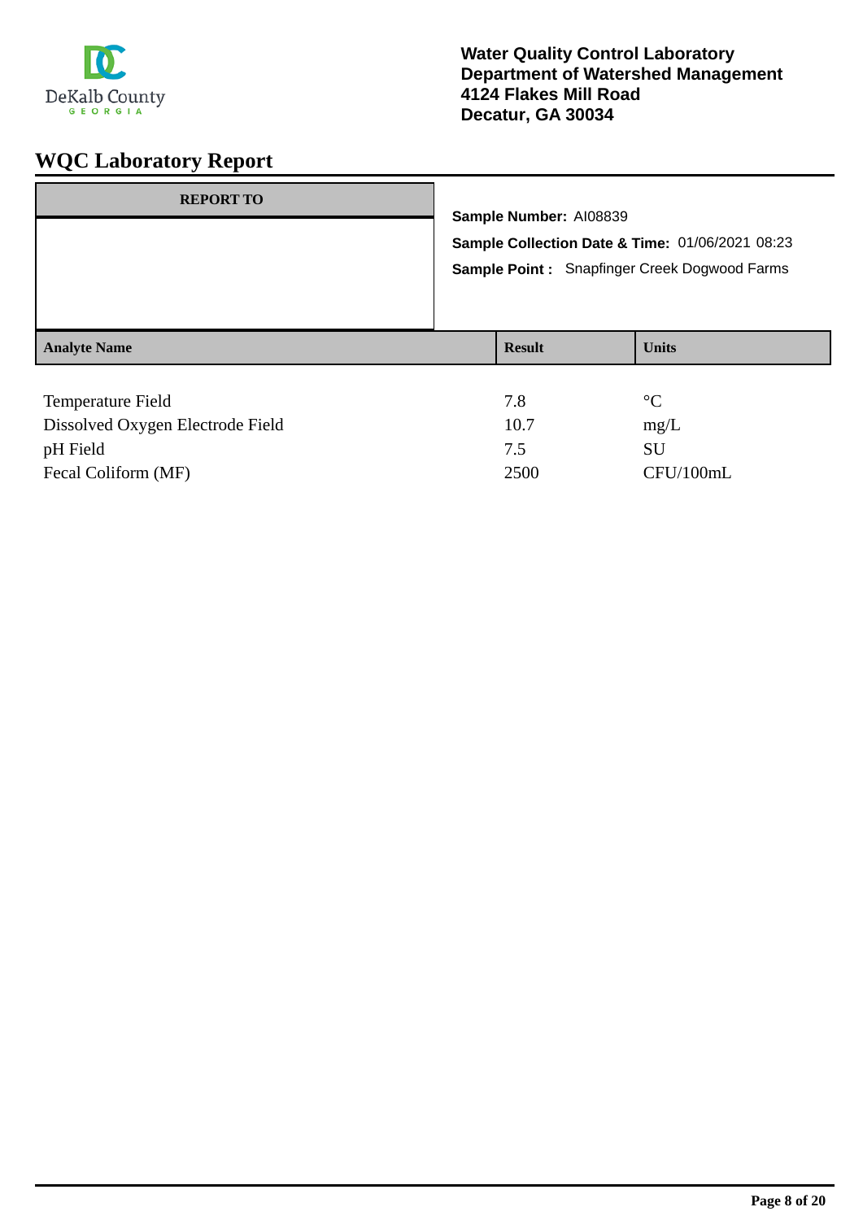**Water Quality Control Laboratory**
**Department of Watershed Management**
**4124 Flakes Mill Road**
**Decatur, GA 30034**

# WQC Laboratory Report

| REPORT TO |
|---|
| |

**Sample Number:** AI08839

**Sample Collection Date & Time:** 01/06/2021 08:23

**Sample Point :** Snapfinger Creek Dogwood Farms

| Analyte Name | Result | Units |
|---|---|---|
| Temperature Field | 7.8 | °C |
| Dissolved Oxygen Electrode Field | 10.7 | mg/L |
| pH Field | 7.5 | SU |
| Fecal Coliform (MF) | 2500 | CFU/100mL |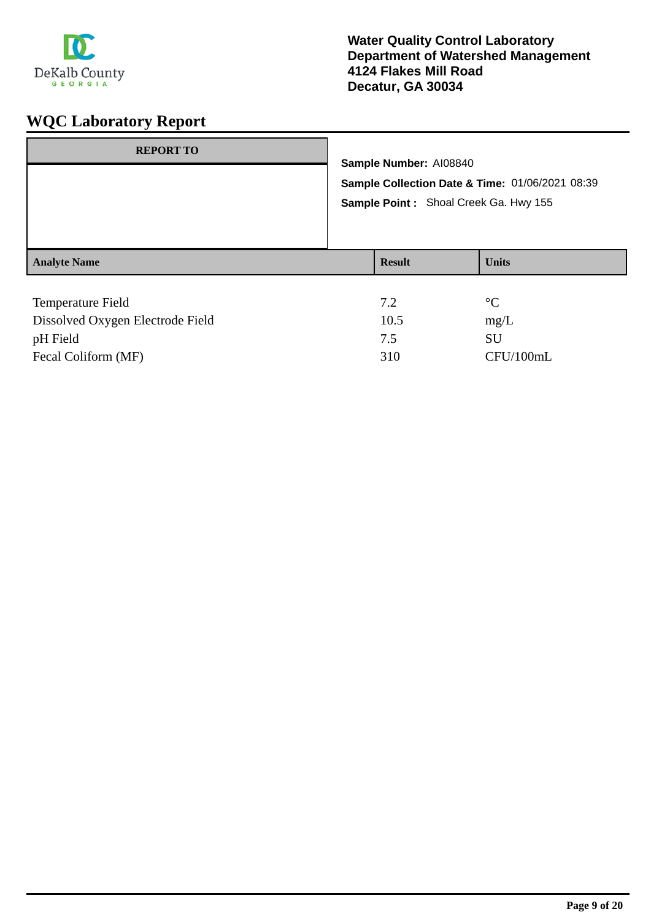Water Quality Control Laboratory
Department of Watershed Management
4124 Flakes Mill Road
Decatur, GA 30034

# WQC Laboratory Report

| REPORT TO |
| --- |
| |

**Sample Number:** AI08840

**Sample Collection Date & Time:** 01/06/2021 08:39

**Sample Point :** Shoal Creek Ga. Hwy 155

| Analyte Name | Result | Units |
| --- | --- | --- |
| Temperature Field | 7.2 | °C |
| Dissolved Oxygen Electrode Field | 10.5 | mg/L |
| pH Field | 7.5 | SU |
| Fecal Coliform (MF) | 310 | CFU/100mL |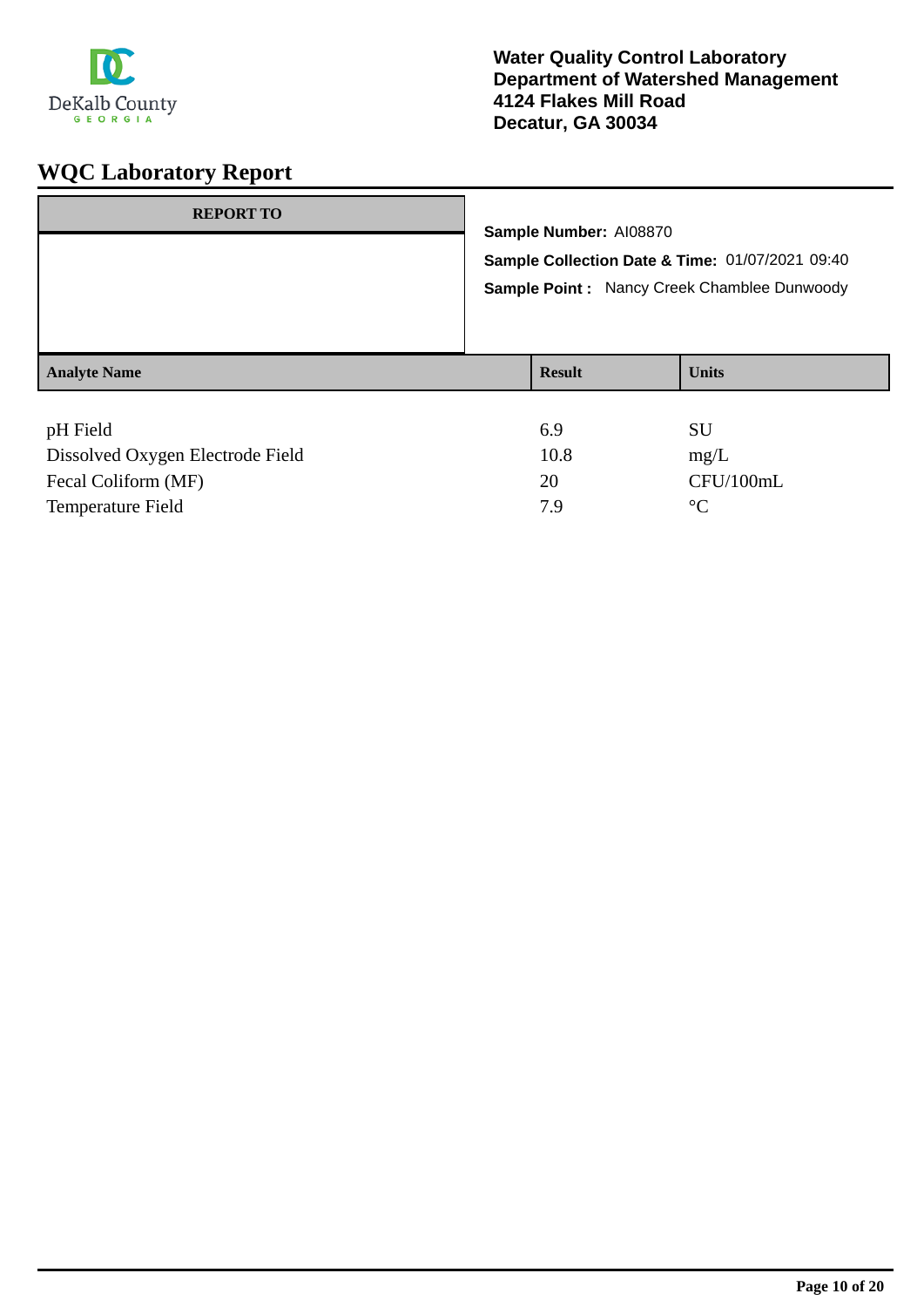**Water Quality Control Laboratory**
**Department of Watershed Management**
**4124 Flakes Mill Road**
**Decatur, GA 30034**

# WQC Laboratory Report

| REPORT TO |
|---|
| |

**Sample Number:** AI08870

**Sample Collection Date & Time:** 01/07/2021 09:40

**Sample Point :** Nancy Creek Chamblee Dunwoody

| Analyte Name | Result | Units |
|---|---|---|
| pH Field | 6.9 | SU |
| Dissolved Oxygen Electrode Field | 10.8 | mg/L |
| Fecal Coliform (MF) | 20 | CFU/100mL |
| Temperature Field | 7.9 | °C |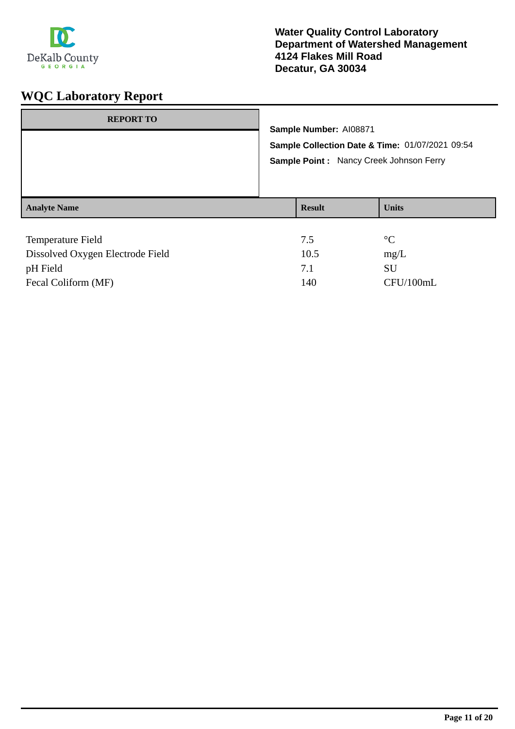Water Quality Control Laboratory
Department of Watershed Management
4124 Flakes Mill Road
Decatur, GA 30034

# WQC Laboratory Report

**REPORT TO**

**Sample Number:** AI08871

**Sample Collection Date & Time:** 01/07/2021 09:54

**Sample Point :** Nancy Creek Johnson Ferry

| Analyte Name | Result | Units |
|---|---|---|
| Temperature Field | 7.5 | °C |
| Dissolved Oxygen Electrode Field | 10.5 | mg/L |
| pH Field | 7.1 | SU |
| Fecal Coliform (MF) | 140 | CFU/100mL |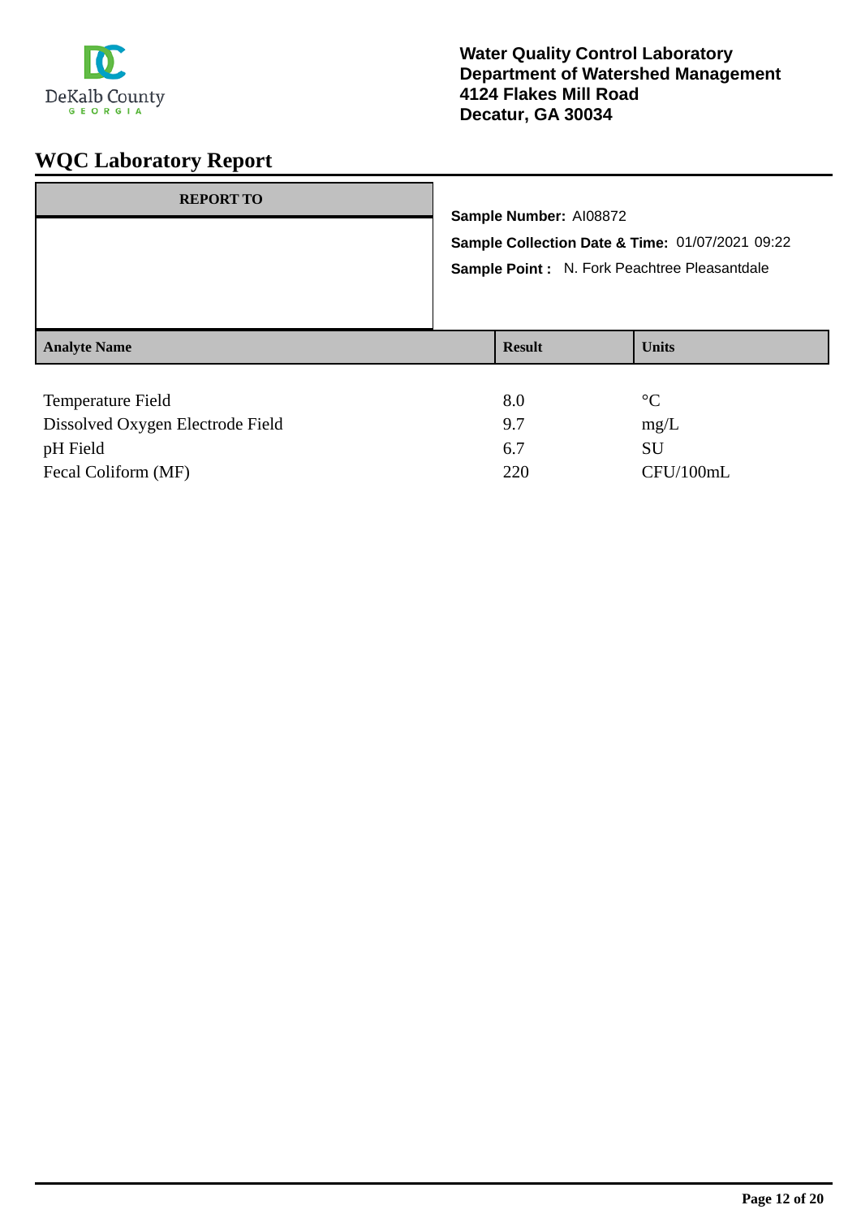Water Quality Control Laboratory
Department of Watershed Management
4124 Flakes Mill Road
Decatur, GA 30034

# WQC Laboratory Report

**REPORT TO**

**Sample Number:** AI08872

**Sample Collection Date & Time:** 01/07/2021 09:22

**Sample Point :** N. Fork Peachtree Pleasantdale

| Analyte Name | Result | Units |
|---|---|---|
| Temperature Field | 8.0 | °C |
| Dissolved Oxygen Electrode Field | 9.7 | mg/L |
| pH Field | 6.7 | SU |
| Fecal Coliform (MF) | 220 | CFU/100mL |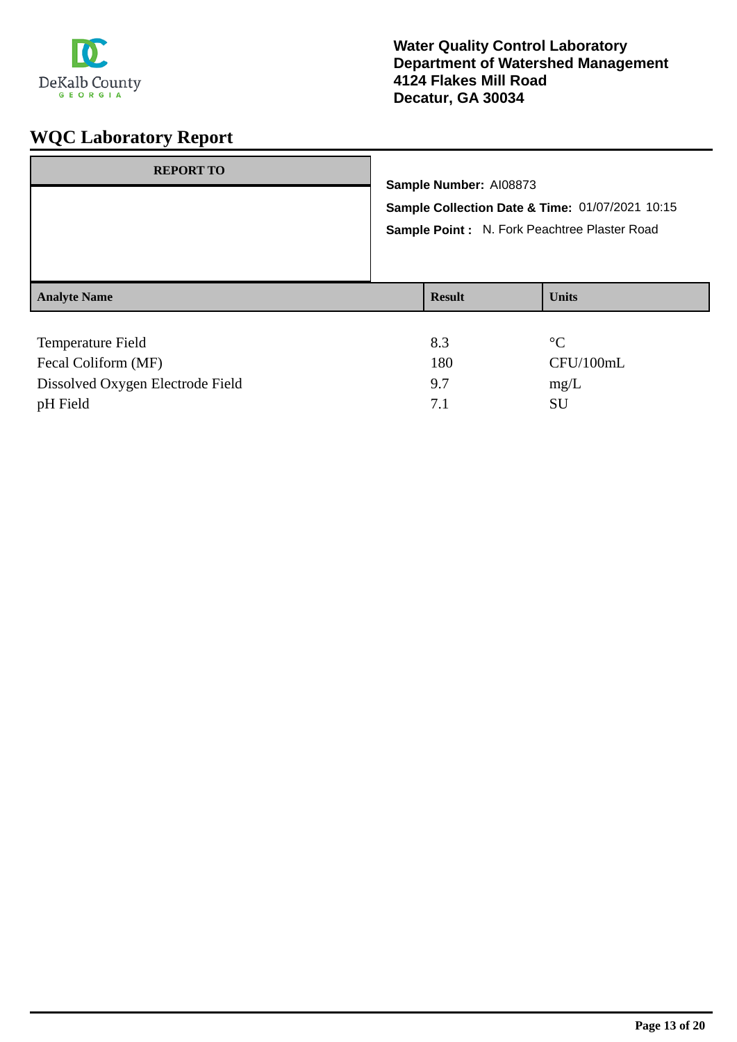Water Quality Control Laboratory
Department of Watershed Management
4124 Flakes Mill Road
Decatur, GA 30034

# WQC Laboratory Report

| REPORT TO |
|---|
| |

**Sample Number:** AI08873

**Sample Collection Date & Time:** 01/07/2021 10:15

**Sample Point :** N. Fork Peachtree Plaster Road

| Analyte Name | Result | Units |
|---|---|---|
| Temperature Field | 8.3 | °C |
| Fecal Coliform (MF) | 180 | CFU/100mL |
| Dissolved Oxygen Electrode Field | 9.7 | mg/L |
| pH Field | 7.1 | SU |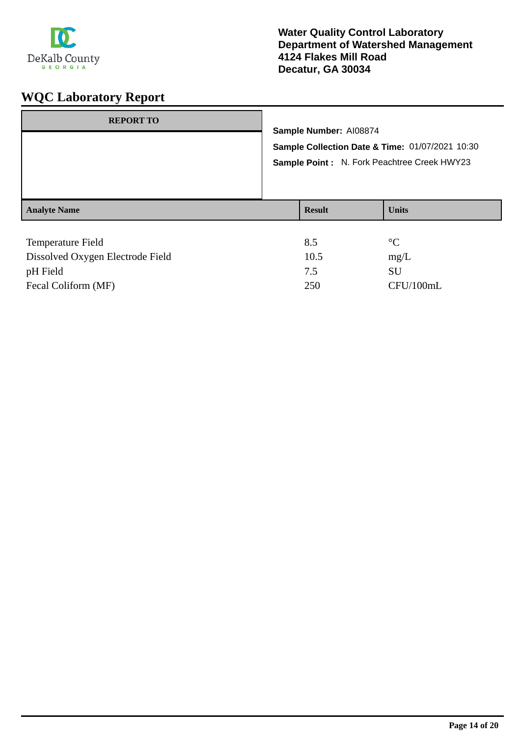DeKalb County
GEORGIA

**Water Quality Control Laboratory**
**Department of Watershed Management**
**4124 Flakes Mill Road**
**Decatur, GA 30034**

# WQC Laboratory Report

| REPORT TO |
|---|
| |

**Sample Number:** AI08874

**Sample Collection Date & Time:** 01/07/2021 10:30

**Sample Point :** N. Fork Peachtree Creek HWY23

| Analyte Name | Result | Units |
|---|---|---|
| Temperature Field | 8.5 | °C |
| Dissolved Oxygen Electrode Field | 10.5 | mg/L |
| pH Field | 7.5 | SU |
| Fecal Coliform (MF) | 250 | CFU/100mL |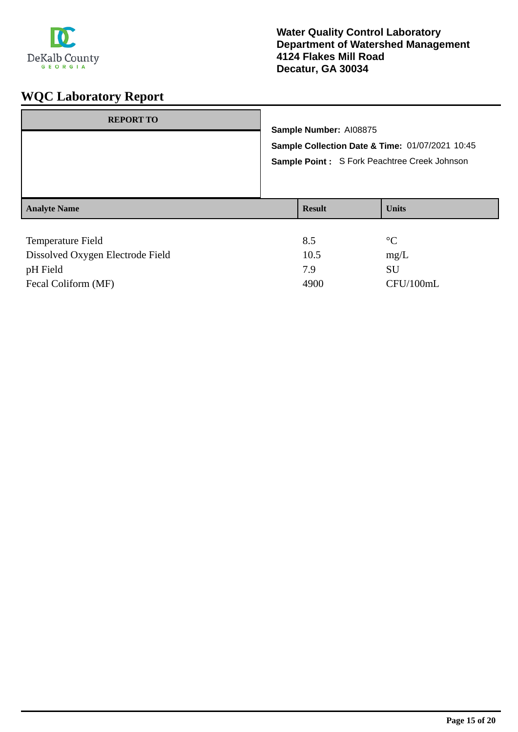Water Quality Control Laboratory
Department of Watershed Management
4124 Flakes Mill Road
Decatur, GA 30034

# WQC Laboratory Report

**REPORT TO**

**Sample Number:** AI08875
**Sample Collection Date & Time:** 01/07/2021 10:45
**Sample Point :** S Fork Peachtree Creek Johnson

| Analyte Name | Result | Units |
|---|---|---|
| Temperature Field | 8.5 | °C |
| Dissolved Oxygen Electrode Field | 10.5 | mg/L |
| pH Field | 7.9 | SU |
| Fecal Coliform (MF) | 4900 | CFU/100mL |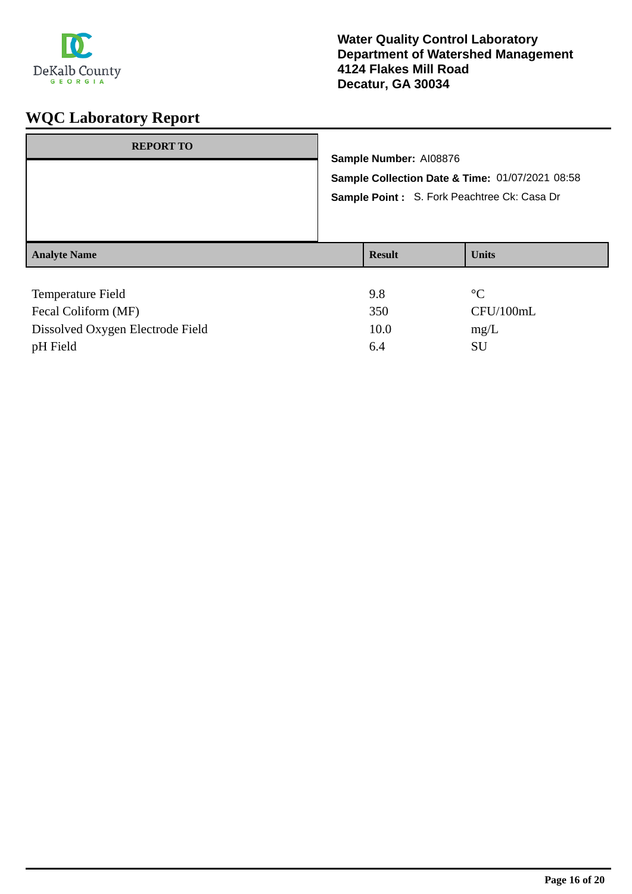**Water Quality Control Laboratory**
**Department of Watershed Management**
**4124 Flakes Mill Road**
**Decatur, GA 30034**

# WQC Laboratory Report

| REPORT TO |
|---|
| |

**Sample Number:** AI08876

**Sample Collection Date & Time:** 01/07/2021 08:58

**Sample Point :** S. Fork Peachtree Ck: Casa Dr

| Analyte Name | Result | Units |
|---|---|---|
| Temperature Field | 9.8 | °C |
| Fecal Coliform (MF) | 350 | CFU/100mL |
| Dissolved Oxygen Electrode Field | 10.0 | mg/L |
| pH Field | 6.4 | SU |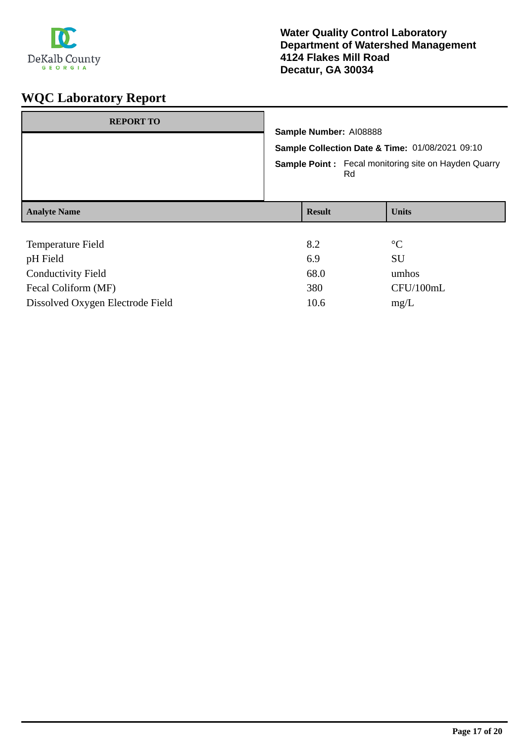**Water Quality Control Laboratory**
**Department of Watershed Management**
**4124 Flakes Mill Road**
**Decatur, GA 30034**

# WQC Laboratory Report

| REPORT TO |
|---|
| |

**Sample Number:** AI08888

**Sample Collection Date & Time:** 01/08/2021 09:10

**Sample Point :** Fecal monitoring site on Hayden Quarry Rd

| Analyte Name | Result | Units |
|---|---|---|
| Temperature Field | 8.2 | °C |
| pH Field | 6.9 | SU |
| Conductivity Field | 68.0 | umhos |
| Fecal Coliform (MF) | 380 | CFU/100mL |
| Dissolved Oxygen Electrode Field | 10.6 | mg/L |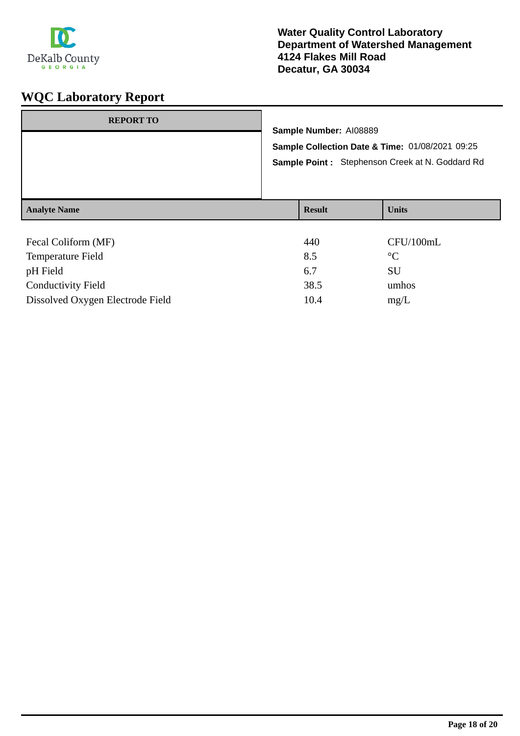**Water Quality Control Laboratory**
**Department of Watershed Management**
**4124 Flakes Mill Road**
**Decatur, GA 30034**

# WQC Laboratory Report

**REPORT TO**

**Sample Number:** AI08889

**Sample Collection Date & Time:** 01/08/2021 09:25

**Sample Point :** Stephenson Creek at N. Goddard Rd

| Analyte Name | Result | Units |
|---|---|---|
| Fecal Coliform (MF) | 440 | CFU/100mL |
| Temperature Field | 8.5 | °C |
| pH Field | 6.7 | SU |
| Conductivity Field | 38.5 | umhos |
| Dissolved Oxygen Electrode Field | 10.4 | mg/L |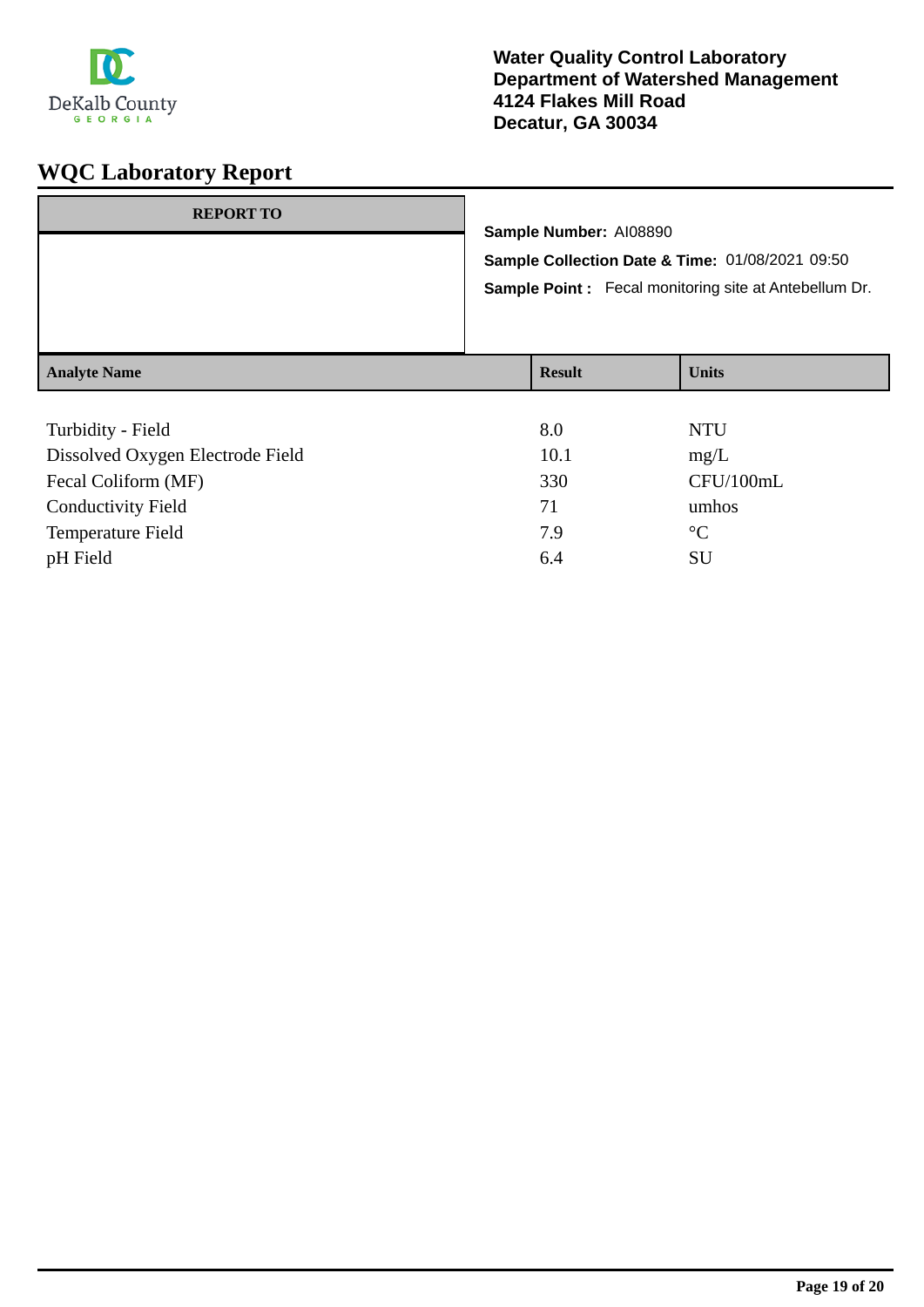**Water Quality Control Laboratory**
**Department of Watershed Management**
**4124 Flakes Mill Road**
**Decatur, GA 30034**

# WQC Laboratory Report

| REPORT TO |
|---|
| |

**Sample Number:** AI08890

**Sample Collection Date & Time:** 01/08/2021 09:50

**Sample Point :** Fecal monitoring site at Antebellum Dr.

| Analyte Name | Result | Units |
|---|---|---|
| Turbidity - Field | 8.0 | NTU |
| Dissolved Oxygen Electrode Field | 10.1 | mg/L |
| Fecal Coliform (MF) | 330 | CFU/100mL |
| Conductivity Field | 71 | umhos |
| Temperature Field | 7.9 | °C |
| pH Field | 6.4 | SU |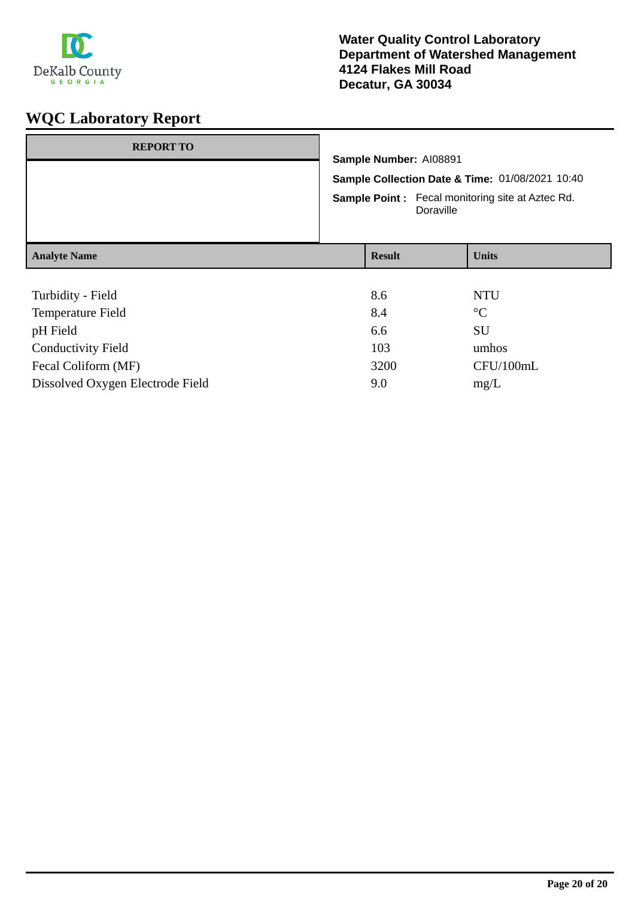DeKalb County
GEORGIA

**Water Quality Control Laboratory**
**Department of Watershed Management**
**4124 Flakes Mill Road**
**Decatur, GA 30034**

# WQC Laboratory Report

| REPORT TO |
|---|
| |

**Sample Number:** AI08891

**Sample Collection Date & Time:** 01/08/2021 10:40

**Sample Point :** Fecal monitoring site at Aztec Rd. Doraville

| Analyte Name | Result | Units |
|---|---|---|
| Turbidity - Field | 8.6 | NTU |
| Temperature Field | 8.4 | °C |
| pH Field | 6.6 | SU |
| Conductivity Field | 103 | umhos |
| Fecal Coliform (MF) | 3200 | CFU/100mL |
| Dissolved Oxygen Electrode Field | 9.0 | mg/L |